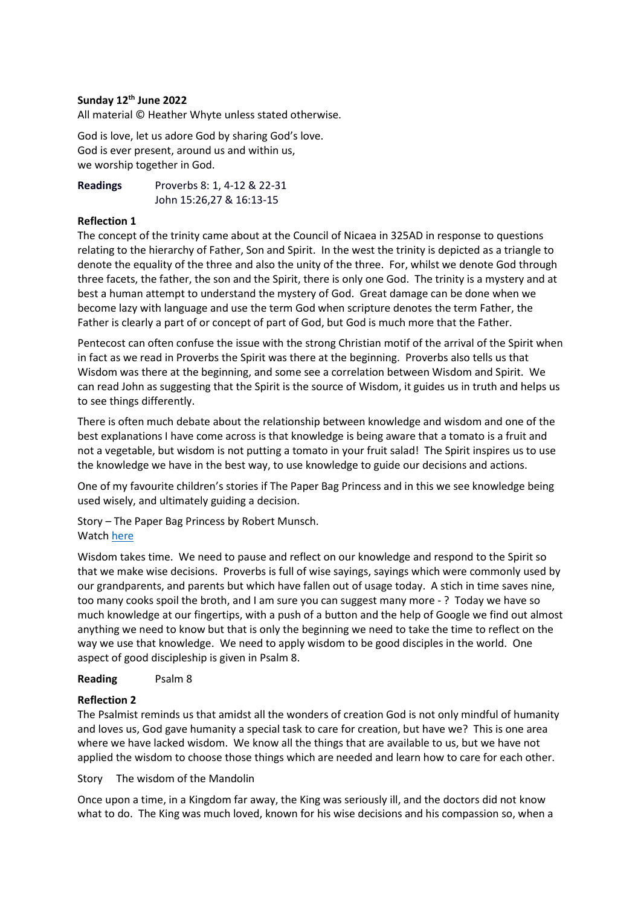**Sunday 12th June 2022**

All material © Heather Whyte unless stated otherwise.

God is love, let us adore God by sharing God's love.
God is ever present, around us and within us,
we worship together in God.

**Readings** Proverbs 8: 1, 4-12 & 22-31
John 15:26,27 & 16:13-15

**Reflection 1**

The concept of the trinity came about at the Council of Nicaea in 325AD in response to questions relating to the hierarchy of Father, Son and Spirit. In the west the trinity is depicted as a triangle to denote the equality of the three and also the unity of the three. For, whilst we denote God through three facets, the father, the son and the Spirit, there is only one God. The trinity is a mystery and at best a human attempt to understand the mystery of God. Great damage can be done when we become lazy with language and use the term God when scripture denotes the term Father, the Father is clearly a part of or concept of part of God, but God is much more that the Father.

Pentecost can often confuse the issue with the strong Christian motif of the arrival of the Spirit when in fact as we read in Proverbs the Spirit was there at the beginning. Proverbs also tells us that Wisdom was there at the beginning, and some see a correlation between Wisdom and Spirit. We can read John as suggesting that the Spirit is the source of Wisdom, it guides us in truth and helps us to see things differently.

There is often much debate about the relationship between knowledge and wisdom and one of the best explanations I have come across is that knowledge is being aware that a tomato is a fruit and not a vegetable, but wisdom is not putting a tomato in your fruit salad! The Spirit inspires us to use the knowledge we have in the best way, to use knowledge to guide our decisions and actions.

One of my favourite children's stories if The Paper Bag Princess and in this we see knowledge being used wisely, and ultimately guiding a decision.

Story – The Paper Bag Princess by Robert Munsch.
Watch [here]

Wisdom takes time. We need to pause and reflect on our knowledge and respond to the Spirit so that we make wise decisions. Proverbs is full of wise sayings, sayings which were commonly used by our grandparents, and parents but which have fallen out of usage today. A stich in time saves nine, too many cooks spoil the broth, and I am sure you can suggest many more - ? Today we have so much knowledge at our fingertips, with a push of a button and the help of Google we find out almost anything we need to know but that is only the beginning we need to take the time to reflect on the way we use that knowledge. We need to apply wisdom to be good disciples in the world. One aspect of good discipleship is given in Psalm 8.

**Reading** Psalm 8

**Reflection 2**

The Psalmist reminds us that amidst all the wonders of creation God is not only mindful of humanity and loves us, God gave humanity a special task to care for creation, but have we? This is one area where we have lacked wisdom. We know all the things that are available to us, but we have not applied the wisdom to choose those things which are needed and learn how to care for each other.

Story The wisdom of the Mandolin

Once upon a time, in a Kingdom far away, the King was seriously ill, and the doctors did not know what to do. The King was much loved, known for his wise decisions and his compassion so, when a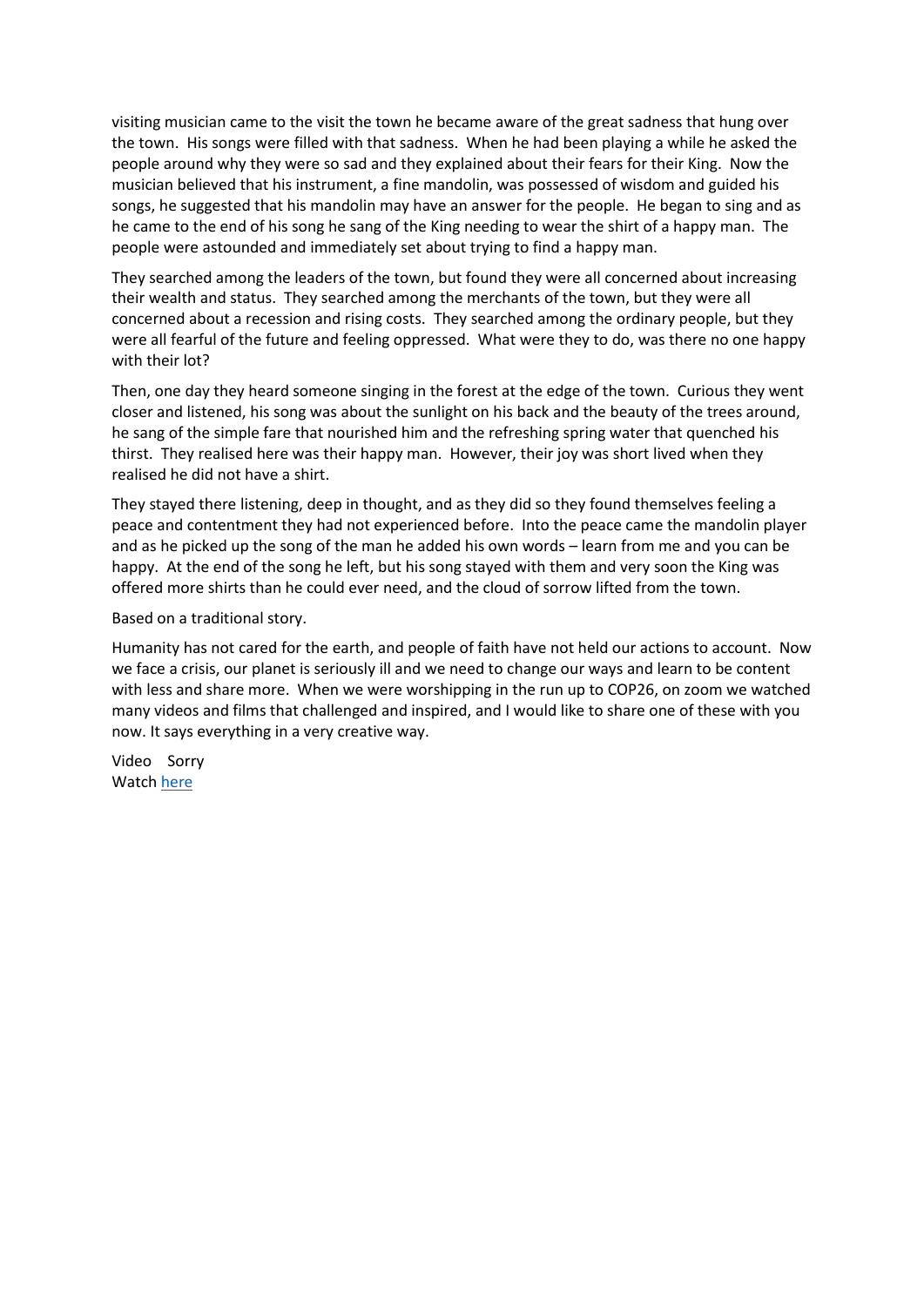visiting musician came to the visit the town he became aware of the great sadness that hung over the town. His songs were filled with that sadness. When he had been playing a while he asked the people around why they were so sad and they explained about their fears for their King. Now the musician believed that his instrument, a fine mandolin, was possessed of wisdom and guided his songs, he suggested that his mandolin may have an answer for the people. He began to sing and as he came to the end of his song he sang of the King needing to wear the shirt of a happy man. The people were astounded and immediately set about trying to find a happy man.

They searched among the leaders of the town, but found they were all concerned about increasing their wealth and status. They searched among the merchants of the town, but they were all concerned about a recession and rising costs. They searched among the ordinary people, but they were all fearful of the future and feeling oppressed. What were they to do, was there no one happy with their lot?

Then, one day they heard someone singing in the forest at the edge of the town. Curious they went closer and listened, his song was about the sunlight on his back and the beauty of the trees around, he sang of the simple fare that nourished him and the refreshing spring water that quenched his thirst. They realised here was their happy man. However, their joy was short lived when they realised he did not have a shirt.

They stayed there listening, deep in thought, and as they did so they found themselves feeling a peace and contentment they had not experienced before. Into the peace came the mandolin player and as he picked up the song of the man he added his own words – learn from me and you can be happy. At the end of the song he left, but his song stayed with them and very soon the King was offered more shirts than he could ever need, and the cloud of sorrow lifted from the town.

Based on a traditional story.

Humanity has not cared for the earth, and people of faith have not held our actions to account. Now we face a crisis, our planet is seriously ill and we need to change our ways and learn to be content with less and share more. When we were worshipping in the run up to COP26, on zoom we watched many videos and films that challenged and inspired, and I would like to share one of these with you now. It says everything in a very creative way.

Video Sorry
Watch here